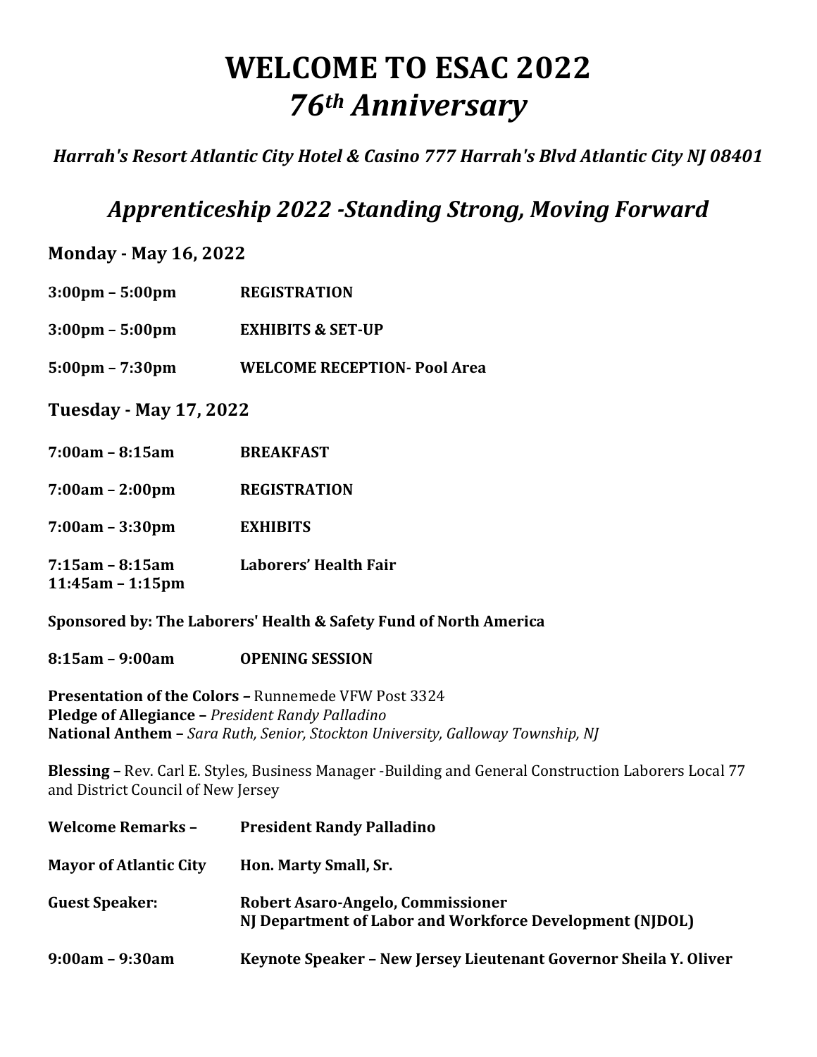# WELCOME TO ESAC 2022
# *76th Anniversary*

***Harrah's Resort Atlantic City Hotel & Casino 777 Harrah's Blvd Atlantic City NJ 08401***

## *Apprenticeship 2022 -Standing Strong, Moving Forward*

### Monday - May 16, 2022

**3:00pm – 5:00pm** **REGISTRATION**

**3:00pm – 5:00pm** **EXHIBITS & SET-UP**

**5:00pm – 7:30pm** **WELCOME RECEPTION- Pool Area**

### Tuesday - May 17, 2022

**7:00am – 8:15am** **BREAKFAST**

**7:00am – 2:00pm** **REGISTRATION**

**7:00am – 3:30pm** **EXHIBITS**

**7:15am – 8:15am** **Laborers' Health Fair**
**11:45am – 1:15pm**

**Sponsored by: The Laborers' Health & Safety Fund of North America**

**8:15am – 9:00am** **OPENING SESSION**

**Presentation of the Colors –** Runnemede VFW Post 3324
**Pledge of Allegiance –** *President Randy Palladino*
**National Anthem –** *Sara Ruth, Senior, Stockton University, Galloway Township, NJ*

**Blessing –** Rev. Carl E. Styles, Business Manager -Building and General Construction Laborers Local 77 and District Council of New Jersey

**Welcome Remarks –** **President Randy Palladino**

**Mayor of Atlantic City** **Hon. Marty Small, Sr.**

**Guest Speaker:** **Robert Asaro-Angelo, Commissioner**
**NJ Department of Labor and Workforce Development (NJDOL)**

**9:00am – 9:30am** **Keynote Speaker – New Jersey Lieutenant Governor Sheila Y. Oliver**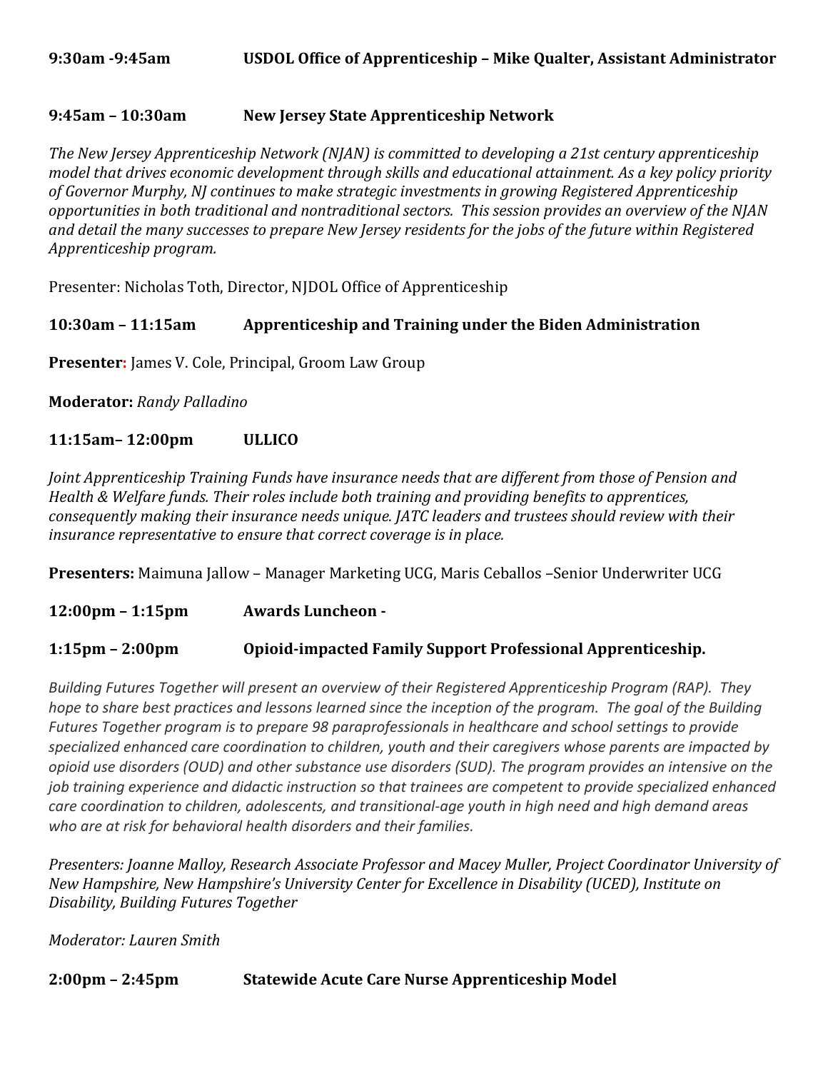**9:30am -9:45am USDOL Office of Apprenticeship – Mike Qualter, Assistant Administrator**

**9:45am – 10:30am New Jersey State Apprenticeship Network**

*The New Jersey Apprenticeship Network (NJAN) is committed to developing a 21st century apprenticeship model that drives economic development through skills and educational attainment. As a key policy priority of Governor Murphy, NJ continues to make strategic investments in growing Registered Apprenticeship opportunities in both traditional and nontraditional sectors. This session provides an overview of the NJAN and detail the many successes to prepare New Jersey residents for the jobs of the future within Registered Apprenticeship program.*

Presenter: Nicholas Toth, Director, NJDOL Office of Apprenticeship

**10:30am – 11:15am Apprenticeship and Training under the Biden Administration**

**Presenter:** James V. Cole, Principal, Groom Law Group

**Moderator:** *Randy Palladino*

**11:15am– 12:00pm ULLICO**

*Joint Apprenticeship Training Funds have insurance needs that are different from those of Pension and Health & Welfare funds. Their roles include both training and providing benefits to apprentices, consequently making their insurance needs unique. JATC leaders and trustees should review with their insurance representative to ensure that correct coverage is in place.*

**Presenters:** Maimuna Jallow – Manager Marketing UCG, Maris Ceballos –Senior Underwriter UCG

**12:00pm – 1:15pm Awards Luncheon -**

**1:15pm – 2:00pm Opioid-impacted Family Support Professional Apprenticeship.**

*Building Futures Together will present an overview of their Registered Apprenticeship Program (RAP). They hope to share best practices and lessons learned since the inception of the program. The goal of the Building Futures Together program is to prepare 98 paraprofessionals in healthcare and school settings to provide specialized enhanced care coordination to children, youth and their caregivers whose parents are impacted by opioid use disorders (OUD) and other substance use disorders (SUD). The program provides an intensive on the job training experience and didactic instruction so that trainees are competent to provide specialized enhanced care coordination to children, adolescents, and transitional-age youth in high need and high demand areas who are at risk for behavioral health disorders and their families.*

*Presenters: Joanne Malloy, Research Associate Professor and Macey Muller, Project Coordinator University of New Hampshire, New Hampshire's University Center for Excellence in Disability (UCED), Institute on Disability, Building Futures Together*

*Moderator: Lauren Smith*

**2:00pm – 2:45pm Statewide Acute Care Nurse Apprenticeship Model**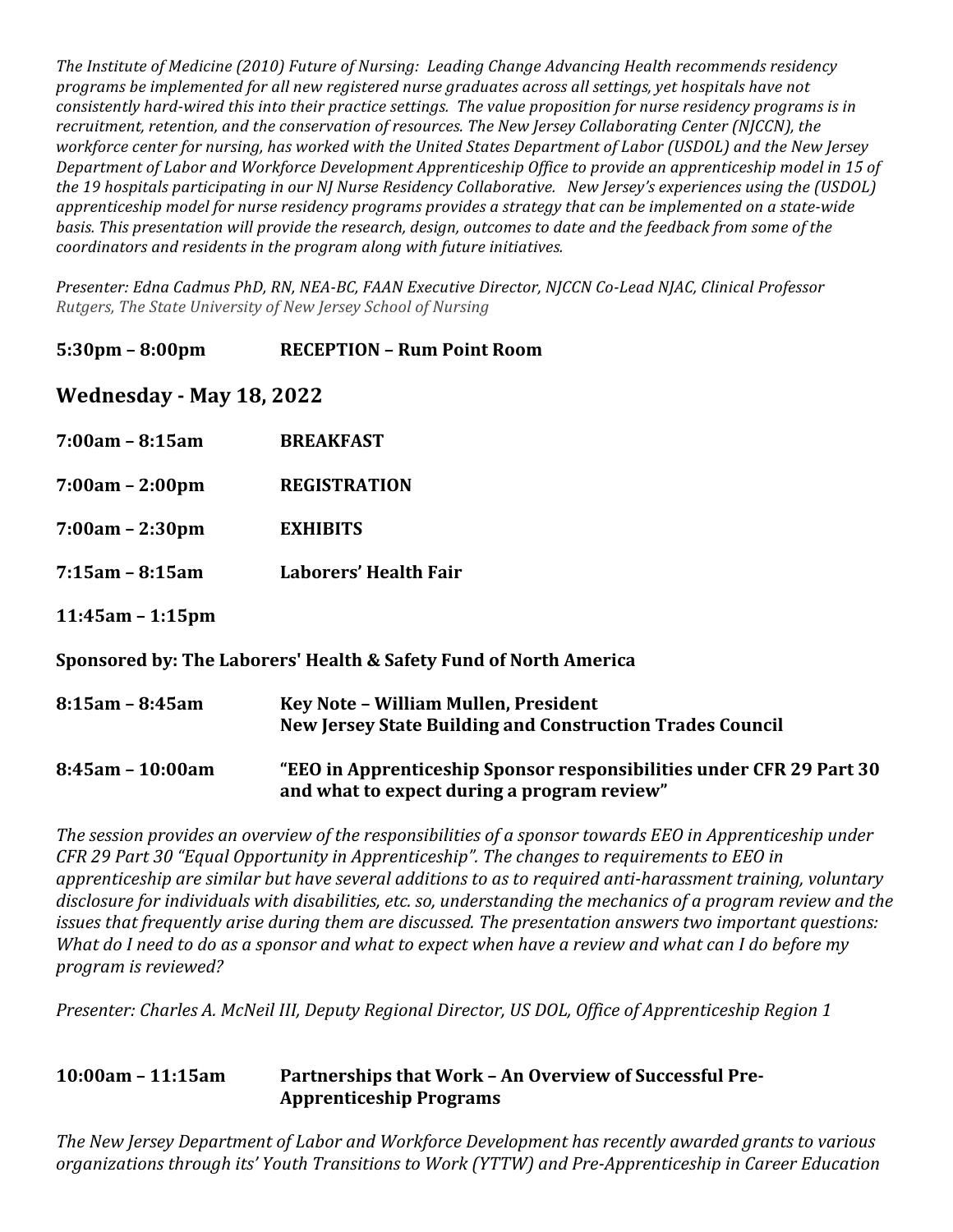*The Institute of Medicine (2010) Future of Nursing: Leading Change Advancing Health recommends residency programs be implemented for all new registered nurse graduates across all settings, yet hospitals have not consistently hard-wired this into their practice settings. The value proposition for nurse residency programs is in recruitment, retention, and the conservation of resources. The New Jersey Collaborating Center (NJCCN), the workforce center for nursing, has worked with the United States Department of Labor (USDOL) and the New Jersey Department of Labor and Workforce Development Apprenticeship Office to provide an apprenticeship model in 15 of the 19 hospitals participating in our NJ Nurse Residency Collaborative. New Jersey's experiences using the (USDOL) apprenticeship model for nurse residency programs provides a strategy that can be implemented on a state-wide basis. This presentation will provide the research, design, outcomes to date and the feedback from some of the coordinators and residents in the program along with future initiatives.*

*Presenter: Edna Cadmus PhD, RN, NEA-BC, FAAN Executive Director, NJCCN Co-Lead NJAC, Clinical Professor Rutgers, The State University of New Jersey School of Nursing*

**5:30pm – 8:00pm RECEPTION – Rum Point Room**

## Wednesday - May 18, 2022

**7:00am – 8:15am BREAKFAST**

**7:00am – 2:00pm REGISTRATION**

**7:00am – 2:30pm EXHIBITS**

**7:15am – 8:15am Laborers' Health Fair**

**11:45am – 1:15pm**

**Sponsored by: The Laborers' Health & Safety Fund of North America**

**8:15am – 8:45am Key Note – William Mullen, President**
**New Jersey State Building and Construction Trades Council**

**8:45am – 10:00am "EEO in Apprenticeship Sponsor responsibilities under CFR 29 Part 30 and what to expect during a program review"**

*The session provides an overview of the responsibilities of a sponsor towards EEO in Apprenticeship under CFR 29 Part 30 "Equal Opportunity in Apprenticeship". The changes to requirements to EEO in apprenticeship are similar but have several additions to as to required anti-harassment training, voluntary disclosure for individuals with disabilities, etc. so, understanding the mechanics of a program review and the issues that frequently arise during them are discussed. The presentation answers two important questions: What do I need to do as a sponsor and what to expect when have a review and what can I do before my program is reviewed?*

*Presenter: Charles A. McNeil III, Deputy Regional Director, US DOL, Office of Apprenticeship Region 1*

**10:00am – 11:15am Partnerships that Work – An Overview of Successful Pre-Apprenticeship Programs**

*The New Jersey Department of Labor and Workforce Development has recently awarded grants to various organizations through its' Youth Transitions to Work (YTTW) and Pre-Apprenticeship in Career Education*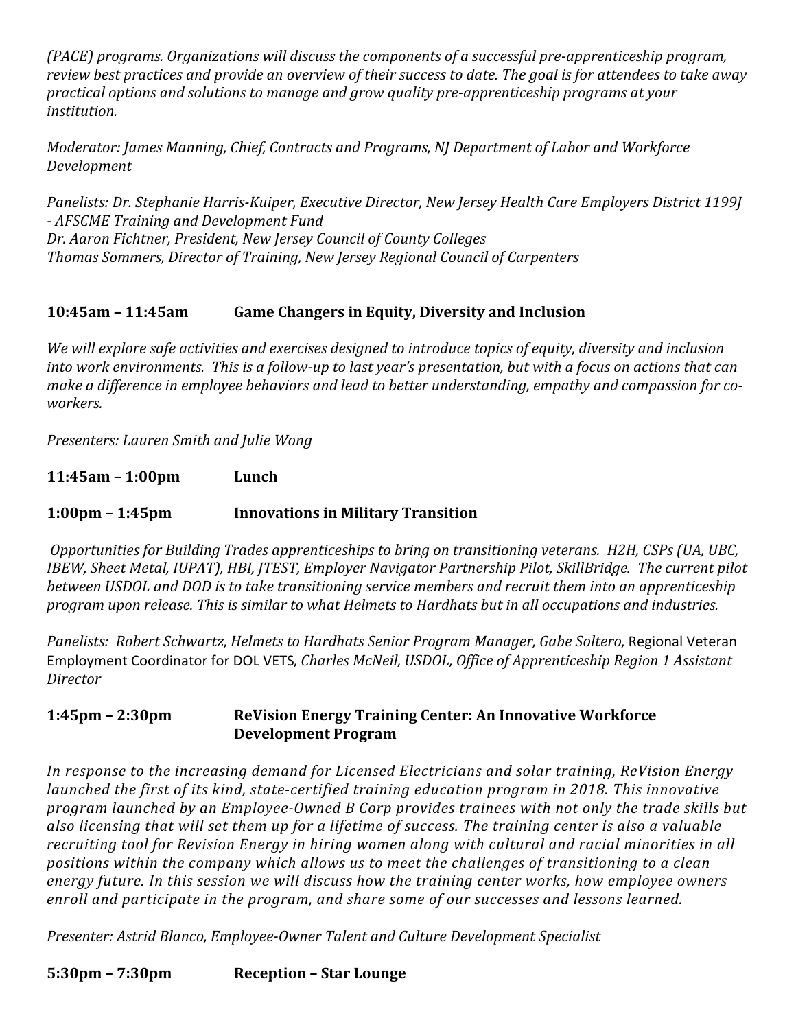*(PACE) programs. Organizations will discuss the components of a successful pre-apprenticeship program, review best practices and provide an overview of their success to date. The goal is for attendees to take away practical options and solutions to manage and grow quality pre-apprenticeship programs at your institution.*

*Moderator: James Manning, Chief, Contracts and Programs, NJ Department of Labor and Workforce Development*

*Panelists: Dr. Stephanie Harris-Kuiper, Executive Director, New Jersey Health Care Employers District 1199J - AFSCME Training and Development Fund*
*Dr. Aaron Fichtner, President, New Jersey Council of County Colleges*
*Thomas Sommers, Director of Training, New Jersey Regional Council of Carpenters*

**10:45am – 11:45am Game Changers in Equity, Diversity and Inclusion**

*We will explore safe activities and exercises designed to introduce topics of equity, diversity and inclusion into work environments. This is a follow-up to last year's presentation, but with a focus on actions that can make a difference in employee behaviors and lead to better understanding, empathy and compassion for co-workers.*

*Presenters: Lauren Smith and Julie Wong*

**11:45am – 1:00pm Lunch**

**1:00pm – 1:45pm Innovations in Military Transition**

*Opportunities for Building Trades apprenticeships to bring on transitioning veterans. H2H, CSPs (UA, UBC, IBEW, Sheet Metal, IUPAT), HBI, JTEST, Employer Navigator Partnership Pilot, SkillBridge. The current pilot between USDOL and DOD is to take transitioning service members and recruit them into an apprenticeship program upon release. This is similar to what Helmets to Hardhats but in all occupations and industries.*

*Panelists: Robert Schwartz, Helmets to Hardhats Senior Program Manager, Gabe Soltero,* Regional Veteran Employment Coordinator for DOL VETS*, Charles McNeil, USDOL, Office of Apprenticeship Region 1 Assistant Director*

**1:45pm – 2:30pm ReVision Energy Training Center: An Innovative Workforce Development Program**

*In response to the increasing demand for Licensed Electricians and solar training, ReVision Energy launched the first of its kind, state-certified training education program in 2018. This innovative program launched by an Employee-Owned B Corp provides trainees with not only the trade skills but also licensing that will set them up for a lifetime of success. The training center is also a valuable recruiting tool for Revision Energy in hiring women along with cultural and racial minorities in all positions within the company which allows us to meet the challenges of transitioning to a clean energy future. In this session we will discuss how the training center works, how employee owners enroll and participate in the program, and share some of our successes and lessons learned.*

*Presenter: Astrid Blanco, Employee-Owner Talent and Culture Development Specialist*

**5:30pm – 7:30pm Reception – Star Lounge**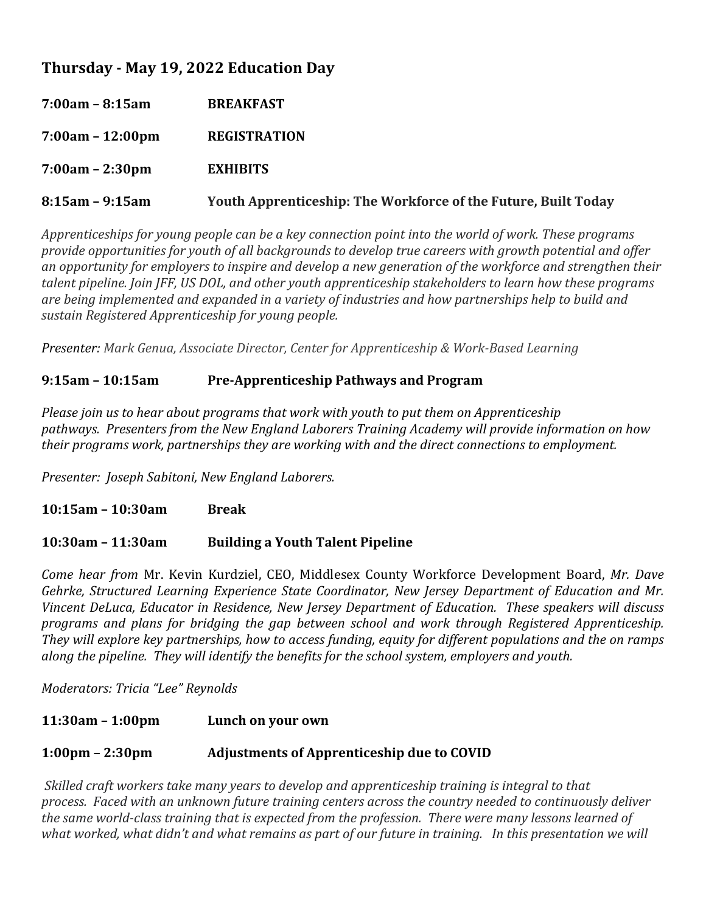## Thursday - May 19, 2022 Education Day

**7:00am – 8:15am** **BREAKFAST**

**7:00am – 12:00pm** **REGISTRATION**

**7:00am – 2:30pm** **EXHIBITS**

**8:15am – 9:15am** **Youth Apprenticeship: The Workforce of the Future, Built Today**

*Apprenticeships for young people can be a key connection point into the world of work. These programs provide opportunities for youth of all backgrounds to develop true careers with growth potential and offer an opportunity for employers to inspire and develop a new generation of the workforce and strengthen their talent pipeline. Join JFF, US DOL, and other youth apprenticeship stakeholders to learn how these programs are being implemented and expanded in a variety of industries and how partnerships help to build and sustain Registered Apprenticeship for young people.*

*Presenter: Mark Genua, Associate Director, Center for Apprenticeship & Work-Based Learning*

**9:15am – 10:15am** **Pre-Apprenticeship Pathways and Program**

*Please join us to hear about programs that work with youth to put them on Apprenticeship pathways. Presenters from the New England Laborers Training Academy will provide information on how their programs work, partnerships they are working with and the direct connections to employment.*

*Presenter: Joseph Sabitoni, New England Laborers.*

**10:15am – 10:30am** **Break**

**10:30am – 11:30am** **Building a Youth Talent Pipeline**

*Come hear from* Mr. Kevin Kurdziel, CEO, Middlesex County Workforce Development Board, *Mr. Dave Gehrke, Structured Learning Experience State Coordinator, New Jersey Department of Education and Mr. Vincent DeLuca, Educator in Residence, New Jersey Department of Education. These speakers will discuss programs and plans for bridging the gap between school and work through Registered Apprenticeship. They will explore key partnerships, how to access funding, equity for different populations and the on ramps along the pipeline. They will identify the benefits for the school system, employers and youth.*

*Moderators: Tricia "Lee" Reynolds*

**11:30am – 1:00pm** **Lunch on your own**

**1:00pm – 2:30pm** **Adjustments of Apprenticeship due to COVID**

*Skilled craft workers take many years to develop and apprenticeship training is integral to that process. Faced with an unknown future training centers across the country needed to continuously deliver the same world-class training that is expected from the profession. There were many lessons learned of what worked, what didn't and what remains as part of our future in training. In this presentation we will*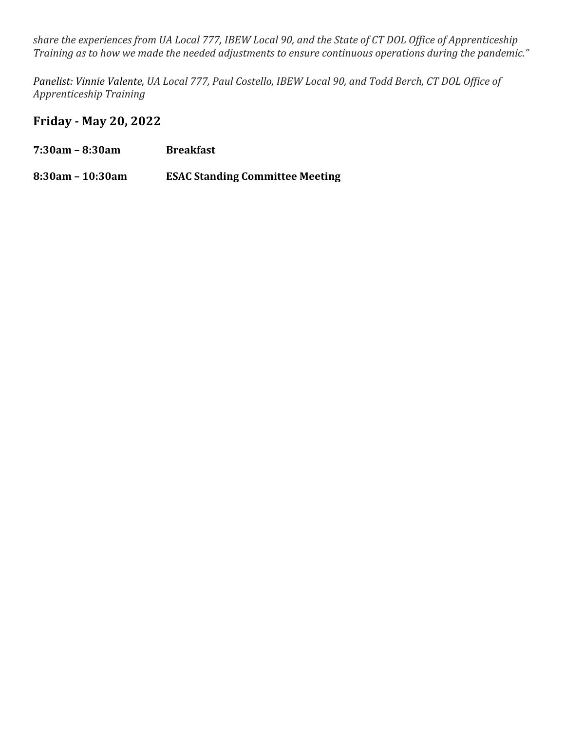*share the experiences from UA Local 777, IBEW Local 90, and the State of CT DOL Office of Apprenticeship Training as to how we made the needed adjustments to ensure continuous operations during the pandemic."*

*Panelist: Vinnie Valente, UA Local 777, Paul Costello, IBEW Local 90, and Todd Berch, CT DOL Office of Apprenticeship Training*

## Friday - May 20, 2022

**7:30am – 8:30am** **Breakfast**

**8:30am – 10:30am** **ESAC Standing Committee Meeting**